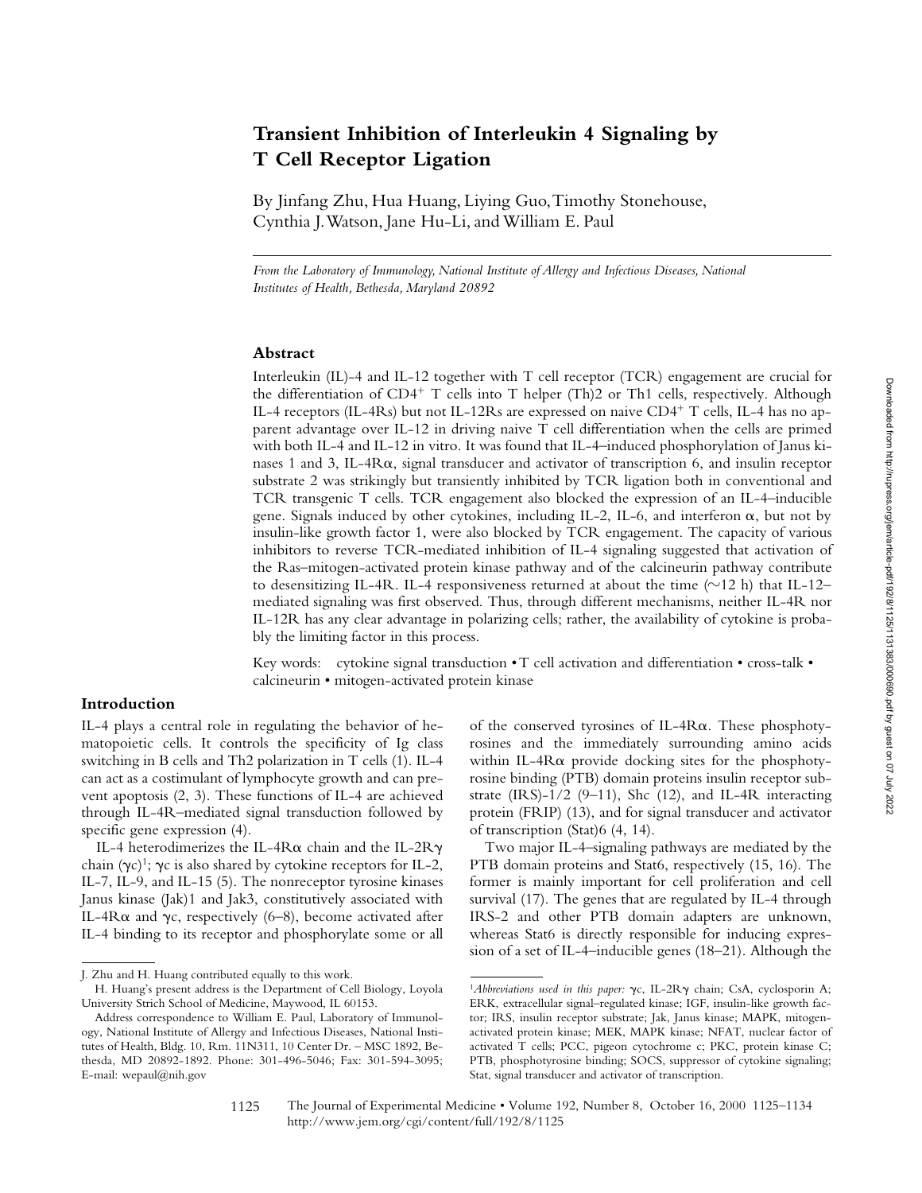# Transient Inhibition of Interleukin 4 Signaling by T Cell Receptor Ligation

By Jinfang Zhu, Hua Huang, Liying Guo, Timothy Stonehouse, Cynthia J. Watson, Jane Hu-Li, and William E. Paul

*From the Laboratory of Immunology, National Institute of Allergy and Infectious Diseases, National Institutes of Health, Bethesda, Maryland 20892*

## Abstract

Interleukin (IL)-4 and IL-12 together with T cell receptor (TCR) engagement are crucial for the differentiation of $CD4^+$ T cells into T helper (Th)2 or Th1 cells, respectively. Although IL-4 receptors (IL-4Rs) but not IL-12Rs are expressed on naive $CD4^+$ T cells, IL-4 has no apparent advantage over IL-12 in driving naive T cell differentiation when the cells are primed with both IL-4 and IL-12 in vitro. It was found that IL-4–induced phosphorylation of Janus kinases 1 and 3, IL-4Rα, signal transducer and activator of transcription 6, and insulin receptor substrate 2 was strikingly but transiently inhibited by TCR ligation both in conventional and TCR transgenic T cells. TCR engagement also blocked the expression of an IL-4–inducible gene. Signals induced by other cytokines, including IL-2, IL-6, and interferon α, but not by insulin-like growth factor 1, were also blocked by TCR engagement. The capacity of various inhibitors to reverse TCR-mediated inhibition of IL-4 signaling suggested that activation of the Ras–mitogen-activated protein kinase pathway and of the calcineurin pathway contribute to desensitizing IL-4R. IL-4 responsiveness returned at about the time (~12 h) that IL-12–mediated signaling was first observed. Thus, through different mechanisms, neither IL-4R nor IL-12R has any clear advantage in polarizing cells; rather, the availability of cytokine is probably the limiting factor in this process.

Key words: cytokine signal transduction • T cell activation and differentiation • cross-talk • calcineurin • mitogen-activated protein kinase

## Introduction

IL-4 plays a central role in regulating the behavior of hematopoietic cells. It controls the specificity of Ig class switching in B cells and Th2 polarization in T cells (1). IL-4 can act as a costimulant of lymphocyte growth and can prevent apoptosis (2, 3). These functions of IL-4 are achieved through IL-4R–mediated signal transduction followed by specific gene expression (4).

IL-4 heterodimerizes the IL-4Rα chain and the IL-2Rγ chain (γc)[1]; γc is also shared by cytokine receptors for IL-2, IL-7, IL-9, and IL-15 (5). The nonreceptor tyrosine kinases Janus kinase (Jak)1 and Jak3, constitutively associated with IL-4Rα and γc, respectively (6–8), become activated after IL-4 binding to its receptor and phosphorylate some or all of the conserved tyrosines of IL-4Rα. These phosphotyrosines and the immediately surrounding amino acids within IL-4Rα provide docking sites for the phosphotyrosine binding (PTB) domain proteins insulin receptor substrate (IRS)-1/2 (9–11), Shc (12), and IL-4R interacting protein (FRIP) (13), and for signal transducer and activator of transcription (Stat)6 (4, 14).

Two major IL-4–signaling pathways are mediated by the PTB domain proteins and Stat6, respectively (15, 16). The former is mainly important for cell proliferation and cell survival (17). The genes that are regulated by IL-4 through IRS-2 and other PTB domain adapters are unknown, whereas Stat6 is directly responsible for inducing expression of a set of IL-4–inducible genes (18–21). Although the

---

J. Zhu and H. Huang contributed equally to this work.

H. Huang's present address is the Department of Cell Biology, Loyola University Strich School of Medicine, Maywood, IL 60153.

Address correspondence to William E. Paul, Laboratory of Immunology, National Institute of Allergy and Infectious Diseases, National Institutes of Health, Bldg. 10, Rm. 11N311, 10 Center Dr. – MSC 1892, Bethesda, MD 20892-1892. Phone: 301-496-5046; Fax: 301-594-3095; E-mail: wepaul@nih.gov

[1] *Abbreviations used in this paper:* γc, IL-2Rγ chain; CsA, cyclosporin A; ERK, extracellular signal–regulated kinase; IGF, insulin-like growth factor; IRS, insulin receptor substrate; Jak, Janus kinase; MAPK, mitogen-activated protein kinase; MEK, MAPK kinase; NFAT, nuclear factor of activated T cells; PCC, pigeon cytochrome c; PKC, protein kinase C; PTB, phosphotyrosine binding; SOCS, suppressor of cytokine signaling; Stat, signal transducer and activator of transcription.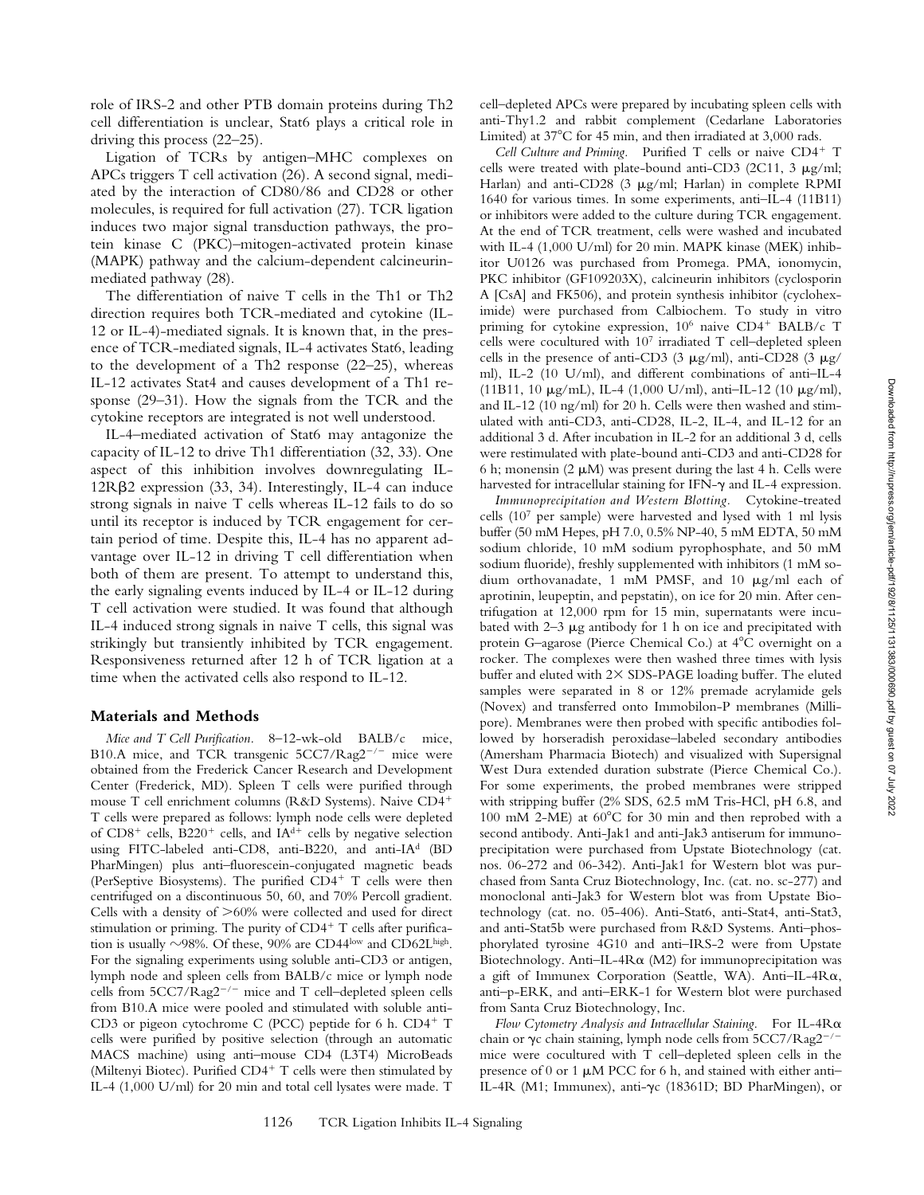role of IRS-2 and other PTB domain proteins during Th2 cell differentiation is unclear, Stat6 plays a critical role in driving this process (22–25).

Ligation of TCRs by antigen–MHC complexes on APCs triggers T cell activation (26). A second signal, mediated by the interaction of CD80/86 and CD28 or other molecules, is required for full activation (27). TCR ligation induces two major signal transduction pathways, the protein kinase C (PKC)–mitogen-activated protein kinase (MAPK) pathway and the calcium-dependent calcineurin-mediated pathway (28).

The differentiation of naive T cells in the Th1 or Th2 direction requires both TCR-mediated and cytokine (IL-12 or IL-4)-mediated signals. It is known that, in the presence of TCR-mediated signals, IL-4 activates Stat6, leading to the development of a Th2 response (22–25), whereas IL-12 activates Stat4 and causes development of a Th1 response (29–31). How the signals from the TCR and the cytokine receptors are integrated is not well understood.

IL-4–mediated activation of Stat6 may antagonize the capacity of IL-12 to drive Th1 differentiation (32, 33). One aspect of this inhibition involves downregulating IL-12Rβ2 expression (33, 34). Interestingly, IL-4 can induce strong signals in naive T cells whereas IL-12 fails to do so until its receptor is induced by TCR engagement for certain period of time. Despite this, IL-4 has no apparent advantage over IL-12 in driving T cell differentiation when both of them are present. To attempt to understand this, the early signaling events induced by IL-4 or IL-12 during T cell activation were studied. It was found that although IL-4 induced strong signals in naive T cells, this signal was strikingly but transiently inhibited by TCR engagement. Responsiveness returned after 12 h of TCR ligation at a time when the activated cells also respond to IL-12.

## Materials and Methods

*Mice and T Cell Purification.* 8–12-wk-old BALB/c mice, B10.A mice, and TCR transgenic 5CC7/Rag2$^{-/-}$ mice were obtained from the Frederick Cancer Research and Development Center (Frederick, MD). Spleen T cells were purified through mouse T cell enrichment columns (R&D Systems). Naive CD4$^{+}$ T cells were prepared as follows: lymph node cells were depleted of CD8$^{+}$ cells, B220$^{+}$ cells, and IA$^{d+}$ cells by negative selection using FITC-labeled anti-CD8, anti-B220, and anti-IA$^{d}$ (BD PharMingen) plus anti–fluorescein-conjugated magnetic beads (PerSeptive Biosystems). The purified CD4$^{+}$ T cells were then centrifuged on a discontinuous 50, 60, and 70% Percoll gradient. Cells with a density of >60% were collected and used for direct stimulation or priming. The purity of CD4$^{+}$ T cells after purification is usually ~98%. Of these, 90% are CD44$^{low}$ and CD62L$^{high}$. For the signaling experiments using soluble anti-CD3 or antigen, lymph node and spleen cells from BALB/c mice or lymph node cells from 5CC7/Rag2$^{-/-}$ mice and T cell–depleted spleen cells from B10.A mice were pooled and stimulated with soluble anti-CD3 or pigeon cytochrome C (PCC) peptide for 6 h. CD4$^{+}$ T cells were purified by positive selection (through an automatic MACS machine) using anti–mouse CD4 (L3T4) MicroBeads (Miltenyi Biotec). Purified CD4$^{+}$ T cells were then stimulated by IL-4 (1,000 U/ml) for 20 min and total cell lysates were made. T cell–depleted APCs were prepared by incubating spleen cells with anti-Thy1.2 and rabbit complement (Cedarlane Laboratories Limited) at 37°C for 45 min, and then irradiated at 3,000 rads.

*Cell Culture and Priming.* Purified T cells or naive CD4$^{+}$ T cells were treated with plate-bound anti-CD3 (2C11, 3 μg/ml; Harlan) and anti-CD28 (3 μg/ml; Harlan) in complete RPMI 1640 for various times. In some experiments, anti–IL-4 (11B11) or inhibitors were added to the culture during TCR engagement. At the end of TCR treatment, cells were washed and incubated with IL-4 (1,000 U/ml) for 20 min. MAPK kinase (MEK) inhibitor U0126 was purchased from Promega. PMA, ionomycin, PKC inhibitor (GF109203X), calcineurin inhibitors (cyclosporin A [CsA] and FK506), and protein synthesis inhibitor (cycloheximide) were purchased from Calbiochem. To study in vitro priming for cytokine expression, $10^{6}$ naive CD4$^{+}$ BALB/c T cells were cocultured with $10^{7}$ irradiated T cell–depleted spleen cells in the presence of anti-CD3 (3 μg/ml), anti-CD28 (3 μg/ml), IL-2 (10 U/ml), and different combinations of anti–IL-4 (11B11, 10 μg/mL), IL-4 (1,000 U/ml), anti–IL-12 (10 μg/ml), and IL-12 (10 ng/ml) for 20 h. Cells were then washed and stimulated with anti-CD3, anti-CD28, IL-2, IL-4, and IL-12 for an additional 3 d. After incubation in IL-2 for an additional 3 d, cells were restimulated with plate-bound anti-CD3 and anti-CD28 for 6 h; monensin (2 μM) was present during the last 4 h. Cells were harvested for intracellular staining for IFN-γ and IL-4 expression.

*Immunoprecipitation and Western Blotting.* Cytokine-treated cells ($10^{7}$ per sample) were harvested and lysed with 1 ml lysis buffer (50 mM Hepes, pH 7.0, 0.5% NP-40, 5 mM EDTA, 50 mM sodium chloride, 10 mM sodium pyrophosphate, and 50 mM sodium fluoride), freshly supplemented with inhibitors (1 mM sodium orthovanadate, 1 mM PMSF, and 10 μg/ml each of aprotinin, leupeptin, and pepstatin), on ice for 20 min. After centrifugation at 12,000 rpm for 15 min, supernatants were incubated with 2–3 μg antibody for 1 h on ice and precipitated with protein G–agarose (Pierce Chemical Co.) at 4°C overnight on a rocker. The complexes were then washed three times with lysis buffer and eluted with 2× SDS-PAGE loading buffer. The eluted samples were separated in 8 or 12% premade acrylamide gels (Novex) and transferred onto Immobilon-P membranes (Millipore). Membranes were then probed with specific antibodies followed by horseradish peroxidase–labeled secondary antibodies (Amersham Pharmacia Biotech) and visualized with Supersignal West Dura extended duration substrate (Pierce Chemical Co.). For some experiments, the probed membranes were stripped with stripping buffer (2% SDS, 62.5 mM Tris-HCl, pH 6.8, and 100 mM 2-ME) at 60°C for 30 min and then reprobed with a second antibody. Anti-Jak1 and anti-Jak3 antiserum for immunoprecipitation were purchased from Upstate Biotechnology (cat. nos. 06-272 and 06-342). Anti-Jak1 for Western blot was purchased from Santa Cruz Biotechnology, Inc. (cat. no. sc-277) and monoclonal anti-Jak3 for Western blot was from Upstate Biotechnology (cat. no. 05-406). Anti-Stat6, anti-Stat4, anti-Stat3, and anti-Stat5b were purchased from R&D Systems. Anti–phosphorylated tyrosine 4G10 and anti–IRS-2 were from Upstate Biotechnology. Anti–IL-4Rα (M2) for immunoprecipitation was a gift of Immunex Corporation (Seattle, WA). Anti–IL-4Rα, anti–p-ERK, and anti–ERK-1 for Western blot were purchased from Santa Cruz Biotechnology, Inc.

*Flow Cytometry Analysis and Intracellular Staining.* For IL-4Rα chain or γc chain staining, lymph node cells from 5CC7/Rag2$^{-/-}$ mice were cocultured with T cell–depleted spleen cells in the presence of 0 or 1 μM PCC for 6 h, and stained with either anti–IL-4R (M1; Immunex), anti-γc (18361D; BD PharMingen), or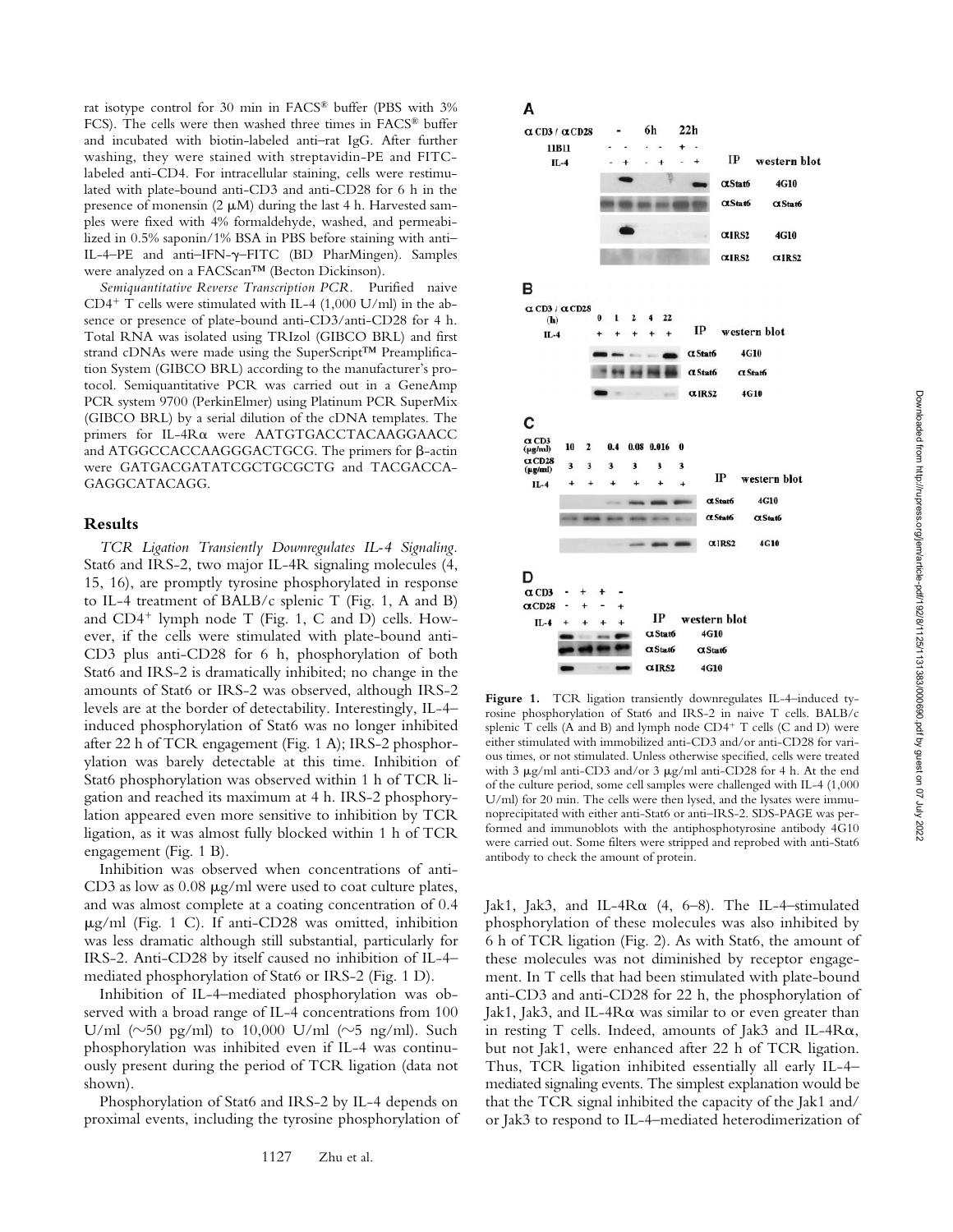rat isotype control for 30 min in FACS® buffer (PBS with 3% FCS). The cells were then washed three times in FACS® buffer and incubated with biotin-labeled anti–rat IgG. After further washing, they were stained with streptavidin-PE and FITC-labeled anti-CD4. For intracellular staining, cells were restimulated with plate-bound anti-CD3 and anti-CD28 for 6 h in the presence of monensin (2 μM) during the last 4 h. Harvested samples were fixed with 4% formaldehyde, washed, and permeabilized in 0.5% saponin/1% BSA in PBS before staining with anti–IL-4–PE and anti–IFN-γ–FITC (BD PharMingen). Samples were analyzed on a FACScan™ (Becton Dickinson).

*Semiquantitative Reverse Transcription PCR.* Purified naive $CD4^+$ T cells were stimulated with IL-4 (1,000 U/ml) in the absence or presence of plate-bound anti-CD3/anti-CD28 for 4 h. Total RNA was isolated using TRIzol (GIBCO BRL) and first strand cDNAs were made using the SuperScript™ Preamplification System (GIBCO BRL) according to the manufacturer's protocol. Semiquantitative PCR was carried out in a GeneAmp PCR system 9700 (PerkinElmer) using Platinum PCR SuperMix (GIBCO BRL) by a serial dilution of the cDNA templates. The primers for IL-4Rα were AATGTGACCTACAAGGAACC and ATGGCCACCAAGGGACTGCG. The primers for β-actin were GATGACGATATCGCTGCGCTG and TACGACCAGAGGCATACAGG.

## Results

*TCR Ligation Transiently Downregulates IL-4 Signaling.* Stat6 and IRS-2, two major IL-4R signaling molecules (4, 15, 16), are promptly tyrosine phosphorylated in response to IL-4 treatment of BALB/c splenic T (Fig. 1, A and B) and $CD4^+$ lymph node T (Fig. 1, C and D) cells. However, if the cells were stimulated with plate-bound anti-CD3 plus anti-CD28 for 6 h, phosphorylation of both Stat6 and IRS-2 is dramatically inhibited; no change in the amounts of Stat6 or IRS-2 was observed, although IRS-2 levels are at the border of detectability. Interestingly, IL-4–induced phosphorylation of Stat6 was no longer inhibited after 22 h of TCR engagement (Fig. 1 A); IRS-2 phosphorylation was barely detectable at this time. Inhibition of Stat6 phosphorylation was observed within 1 h of TCR ligation and reached its maximum at 4 h. IRS-2 phosphorylation appeared even more sensitive to inhibition by TCR ligation, as it was almost fully blocked within 1 h of TCR engagement (Fig. 1 B).

Inhibition was observed when concentrations of anti-CD3 as low as 0.08 μg/ml were used to coat culture plates, and was almost complete at a coating concentration of 0.4 μg/ml (Fig. 1 C). If anti-CD28 was omitted, inhibition was less dramatic although still substantial, particularly for IRS-2. Anti-CD28 by itself caused no inhibition of IL-4–mediated phosphorylation of Stat6 or IRS-2 (Fig. 1 D).

Inhibition of IL-4–mediated phosphorylation was observed with a broad range of IL-4 concentrations from 100 U/ml (~50 pg/ml) to 10,000 U/ml (~5 ng/ml). Such phosphorylation was inhibited even if IL-4 was continuously present during the period of TCR ligation (data not shown).

Phosphorylation of Stat6 and IRS-2 by IL-4 depends on proximal events, including the tyrosine phosphorylation of Jak1, Jak3, and IL-4Rα (4, 6–8). The IL-4–stimulated phosphorylation of these molecules was also inhibited by 6 h of TCR ligation (Fig. 2). As with Stat6, the amount of these molecules was not diminished by receptor engagement. In T cells that had been stimulated with plate-bound anti-CD3 and anti-CD28 for 22 h, the phosphorylation of Jak1, Jak3, and IL-4Rα was similar to or even greater than in resting T cells. Indeed, amounts of Jak3 and IL-4Rα, but not Jak1, were enhanced after 22 h of TCR ligation. Thus, TCR ligation inhibited essentially all early IL-4–mediated signaling events. The simplest explanation would be that the TCR signal inhibited the capacity of the Jak1 and/or Jak3 to respond to IL-4–mediated heterodimerization of

**Figure 1.** TCR ligation transiently downregulates IL-4–induced tyrosine phosphorylation of Stat6 and IRS-2 in naive T cells. BALB/c splenic T cells (A and B) and lymph node $CD4^+$ T cells (C and D) were either stimulated with immobilized anti-CD3 and/or anti-CD28 for various times, or not stimulated. Unless otherwise specified, cells were treated with 3 μg/ml anti-CD3 and/or 3 μg/ml anti-CD28 for 4 h. At the end of the culture period, some cell samples were challenged with IL-4 (1,000 U/ml) for 20 min. The cells were then lysed, and the lysates were immunoprecipitated with either anti-Stat6 or anti–IRS-2. SDS-PAGE was performed and immunoblots with the antiphosphotyrosine antibody 4G10 were carried out. Some filters were stripped and reprobed with anti-Stat6 antibody to check the amount of protein.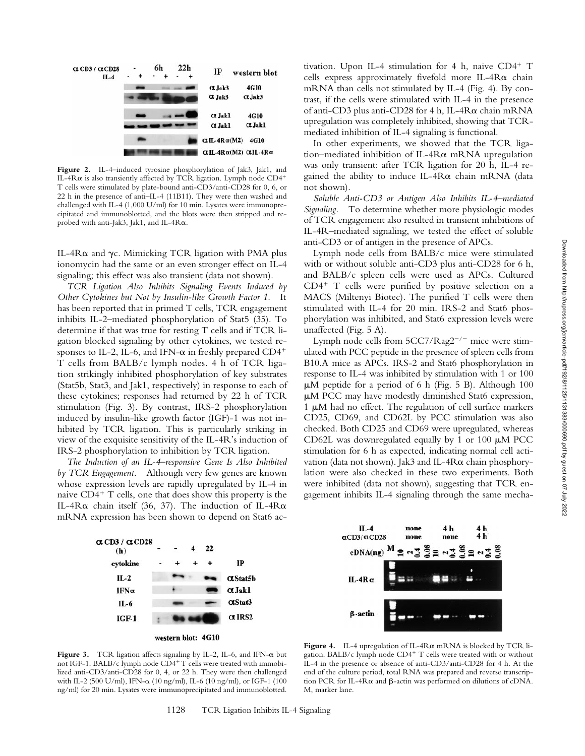**Figure 2.** IL-4–induced tyrosine phosphorylation of Jak3, Jak1, and IL-4Rα is also transiently affected by TCR ligation. Lymph node CD4+ T cells were stimulated by plate-bound anti-CD3/anti-CD28 for 0, 6, or 22 h in the presence of anti–IL-4 (11B11). They were then washed and challenged with IL-4 (1,000 U/ml) for 10 min. Lysates were immunoprecipitated and immunoblotted, and the blots were then stripped and reprobed with anti-Jak3, Jak1, and IL-4Rα.

IL-4Rα and γc. Mimicking TCR ligation with PMA plus ionomycin had the same or an even stronger effect on IL-4 signaling; this effect was also transient (data not shown).

*TCR Ligation Also Inhibits Signaling Events Induced by Other Cytokines but Not by Insulin-like Growth Factor 1.* It has been reported that in primed T cells, TCR engagement inhibits IL-2–mediated phosphorylation of Stat5 (35). To determine if that was true for resting T cells and if TCR ligation blocked signaling by other cytokines, we tested responses to IL-2, IL-6, and IFN-α in freshly prepared CD4+ T cells from BALB/c lymph nodes. 4 h of TCR ligation strikingly inhibited phosphorylation of key substrates (Stat5b, Stat3, and Jak1, respectively) in response to each of these cytokines; responses had returned by 22 h of TCR stimulation (Fig. 3). By contrast, IRS-2 phosphorylation induced by insulin-like growth factor (IGF)-1 was not inhibited by TCR ligation. This is particularly striking in view of the exquisite sensitivity of the IL-4R's induction of IRS-2 phosphorylation to inhibition by TCR ligation.

*The Induction of an IL-4–responsive Gene Is Also Inhibited by TCR Engagement.* Although very few genes are known whose expression levels are rapidly upregulated by IL-4 in naive CD4+ T cells, one that does show this property is the IL-4Rα chain itself (36, 37). The induction of IL-4Rα mRNA expression has been shown to depend on Stat6 activation. Upon IL-4 stimulation for 4 h, naive CD4+ T cells express approximately fivefold more IL-4Rα chain mRNA than cells not stimulated by IL-4 (Fig. 4). By contrast, if the cells were stimulated with IL-4 in the presence of anti-CD3 plus anti-CD28 for 4 h, IL-4Rα chain mRNA upregulation was completely inhibited, showing that TCR-mediated inhibition of IL-4 signaling is functional.

In other experiments, we showed that the TCR ligation–mediated inhibition of IL-4Rα mRNA upregulation was only transient: after TCR ligation for 20 h, IL-4 regained the ability to induce IL-4Rα chain mRNA (data not shown).

*Soluble Anti-CD3 or Antigen Also Inhibits IL-4–mediated Signaling.* To determine whether more physiologic modes of TCR engagement also resulted in transient inhibitions of IL-4R–mediated signaling, we tested the effect of soluble anti-CD3 or of antigen in the presence of APCs.

Lymph node cells from BALB/c mice were stimulated with or without soluble anti-CD3 plus anti-CD28 for 6 h, and BALB/c spleen cells were used as APCs. Cultured CD4+ T cells were purified by positive selection on a MACS (Miltenyi Biotec). The purified T cells were then stimulated with IL-4 for 20 min. IRS-2 and Stat6 phosphorylation was inhibited, and Stat6 expression levels were unaffected (Fig. 5 A).

Lymph node cells from 5CC7/Rag2−/− mice were stimulated with PCC peptide in the presence of spleen cells from B10.A mice as APCs. IRS-2 and Stat6 phosphorylation in response to IL-4 was inhibited by stimulation with 1 or 100 μM peptide for a period of 6 h (Fig. 5 B). Although 100 μM PCC may have modestly diminished Stat6 expression, 1 μM had no effect. The regulation of cell surface markers CD25, CD69, and CD62L by PCC stimulation was also checked. Both CD25 and CD69 were upregulated, whereas CD62L was downregulated equally by 1 or 100 μM PCC stimulation for 6 h as expected, indicating normal cell activation (data not shown). Jak3 and IL-4Rα chain phosphorylation were also checked in these two experiments. Both were inhibited (data not shown), suggesting that TCR engagement inhibits IL-4 signaling through the same mecha-

**Figure 3.** TCR ligation affects signaling by IL-2, IL-6, and IFN-α but not IGF-1. BALB/c lymph node CD4+ T cells were treated with immobilized anti-CD3/anti-CD28 for 0, 4, or 22 h. They were then challenged with IL-2 (500 U/ml), IFN-α (10 ng/ml), IL-6 (10 ng/ml), or IGF-1 (100 ng/ml) for 20 min. Lysates were immunoprecipitated and immunoblotted.

**Figure 4.** IL-4 upregulation of IL-4Rα mRNA is blocked by TCR ligation. BALB/c lymph node CD4+ T cells were treated with or without IL-4 in the presence or absence of anti-CD3/anti-CD28 for 4 h. At the end of the culture period, total RNA was prepared and reverse transcription PCR for IL-4Rα and β-actin was performed on dilutions of cDNA. M, marker lane.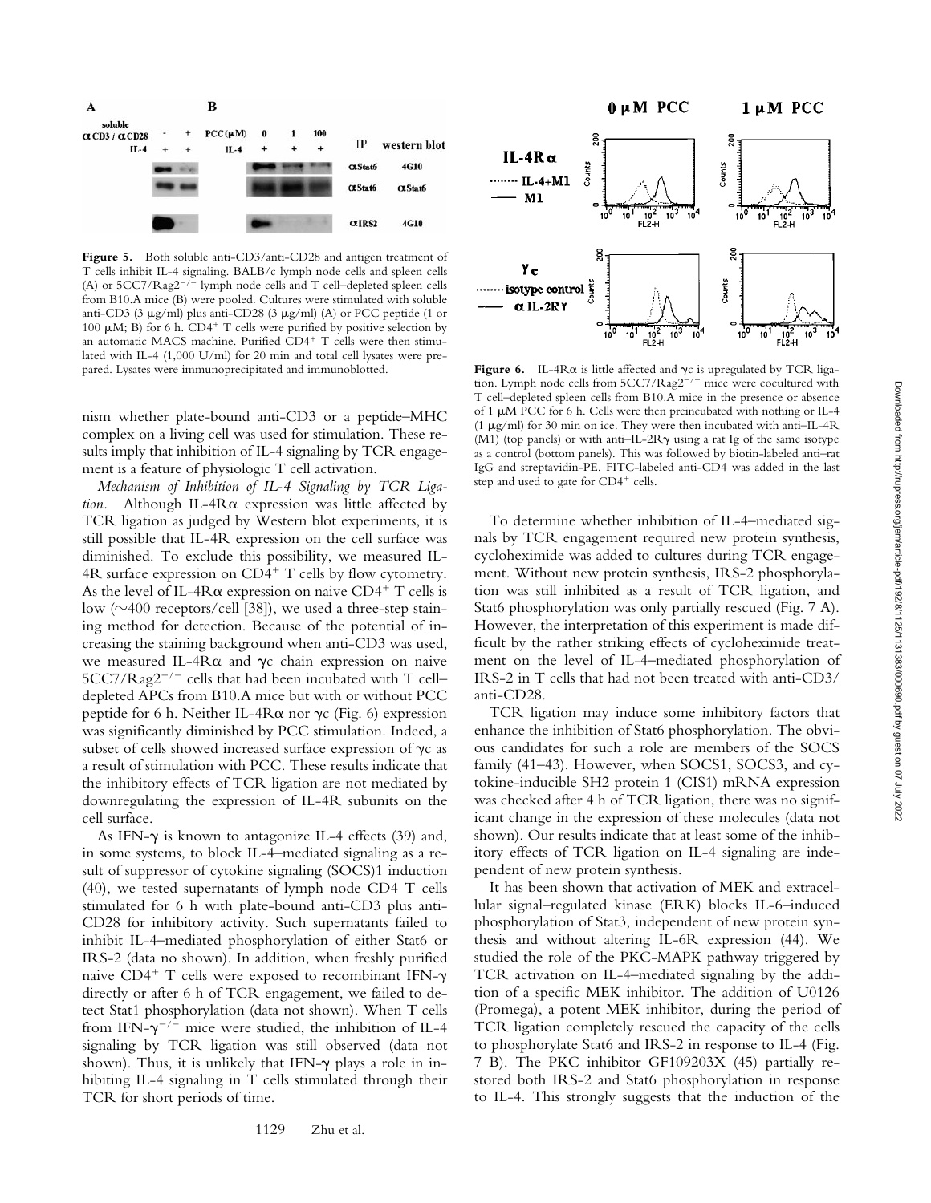**Figure 5.** Both soluble anti-CD3/anti-CD28 and antigen treatment of T cells inhibit IL-4 signaling. BALB/c lymph node cells and spleen cells (A) or 5CC7/Rag2$^{-/-}$ lymph node cells and T cell–depleted spleen cells from B10.A mice (B) were pooled. Cultures were stimulated with soluble anti-CD3 (3 μg/ml) plus anti-CD28 (3 μg/ml) (A) or PCC peptide (1 or 100 μM; B) for 6 h. CD4$^+$ T cells were purified by positive selection by an automatic MACS machine. Purified CD4$^+$ T cells were then stimulated with IL-4 (1,000 U/ml) for 20 min and total cell lysates were prepared. Lysates were immunoprecipitated and immunoblotted.

nism whether plate-bound anti-CD3 or a peptide–MHC complex on a living cell was used for stimulation. These results imply that inhibition of IL-4 signaling by TCR engagement is a feature of physiologic T cell activation.

*Mechanism of Inhibition of IL-4 Signaling by TCR Ligation.* Although IL-4Rα expression was little affected by TCR ligation as judged by Western blot experiments, it is still possible that IL-4R expression on the cell surface was diminished. To exclude this possibility, we measured IL-4R surface expression on CD4$^+$ T cells by flow cytometry. As the level of IL-4Rα expression on naive CD4$^+$ T cells is low (~400 receptors/cell [38]), we used a three-step staining method for detection. Because of the potential of increasing the staining background when anti-CD3 was used, we measured IL-4Rα and γc chain expression on naive 5CC7/Rag2$^{-/-}$ cells that had been incubated with T cell–depleted APCs from B10.A mice but with or without PCC peptide for 6 h. Neither IL-4Rα nor γc (Fig. 6) expression was significantly diminished by PCC stimulation. Indeed, a subset of cells showed increased surface expression of γc as a result of stimulation with PCC. These results indicate that the inhibitory effects of TCR ligation are not mediated by downregulating the expression of IL-4R subunits on the cell surface.

As IFN-γ is known to antagonize IL-4 effects (39) and, in some systems, to block IL-4–mediated signaling as a result of suppressor of cytokine signaling (SOCS)1 induction (40), we tested supernatants of lymph node CD4 T cells stimulated for 6 h with plate-bound anti-CD3 plus anti-CD28 for inhibitory activity. Such supernatants failed to inhibit IL-4–mediated phosphorylation of either Stat6 or IRS-2 (data no shown). In addition, when freshly purified naive CD4$^+$ T cells were exposed to recombinant IFN-γ directly or after 6 h of TCR engagement, we failed to detect Stat1 phosphorylation (data not shown). When T cells from IFN-γ$^{-/-}$ mice were studied, the inhibition of IL-4 signaling by TCR ligation was still observed (data not shown). Thus, it is unlikely that IFN-γ plays a role in inhibiting IL-4 signaling in T cells stimulated through their TCR for short periods of time.

**Figure 6.** IL-4Rα is little affected and γc is upregulated by TCR ligation. Lymph node cells from 5CC7/Rag2$^{-/-}$ mice were cocultured with T cell–depleted spleen cells from B10.A mice in the presence or absence of 1 μM PCC for 6 h. Cells were then preincubated with nothing or IL-4 (1 μg/ml) for 30 min on ice. They were then incubated with anti–IL-4R (M1) (top panels) or with anti–IL-2Rγ using a rat Ig of the same isotype as a control (bottom panels). This was followed by biotin-labeled anti–rat IgG and streptavidin-PE. FITC-labeled anti-CD4 was added in the last step and used to gate for CD4$^+$ cells.

To determine whether inhibition of IL-4–mediated signals by TCR engagement required new protein synthesis, cycloheximide was added to cultures during TCR engagement. Without new protein synthesis, IRS-2 phosphorylation was still inhibited as a result of TCR ligation, and Stat6 phosphorylation was only partially rescued (Fig. 7 A). However, the interpretation of this experiment is made difficult by the rather striking effects of cycloheximide treatment on the level of IL-4–mediated phosphorylation of IRS-2 in T cells that had not been treated with anti-CD3/anti-CD28.

TCR ligation may induce some inhibitory factors that enhance the inhibition of Stat6 phosphorylation. The obvious candidates for such a role are members of the SOCS family (41–43). However, when SOCS1, SOCS3, and cytokine-inducible SH2 protein 1 (CIS1) mRNA expression was checked after 4 h of TCR ligation, there was no significant change in the expression of these molecules (data not shown). Our results indicate that at least some of the inhibitory effects of TCR ligation on IL-4 signaling are independent of new protein synthesis.

It has been shown that activation of MEK and extracellular signal–regulated kinase (ERK) blocks IL-6–induced phosphorylation of Stat3, independent of new protein synthesis and without altering IL-6R expression (44). We studied the role of the PKC-MAPK pathway triggered by TCR activation on IL-4–mediated signaling by the addition of a specific MEK inhibitor. The addition of U0126 (Promega), a potent MEK inhibitor, during the period of TCR ligation completely rescued the capacity of the cells to phosphorylate Stat6 and IRS-2 in response to IL-4 (Fig. 7 B). The PKC inhibitor GF109203X (45) partially restored both IRS-2 and Stat6 phosphorylation in response to IL-4. This strongly suggests that the induction of the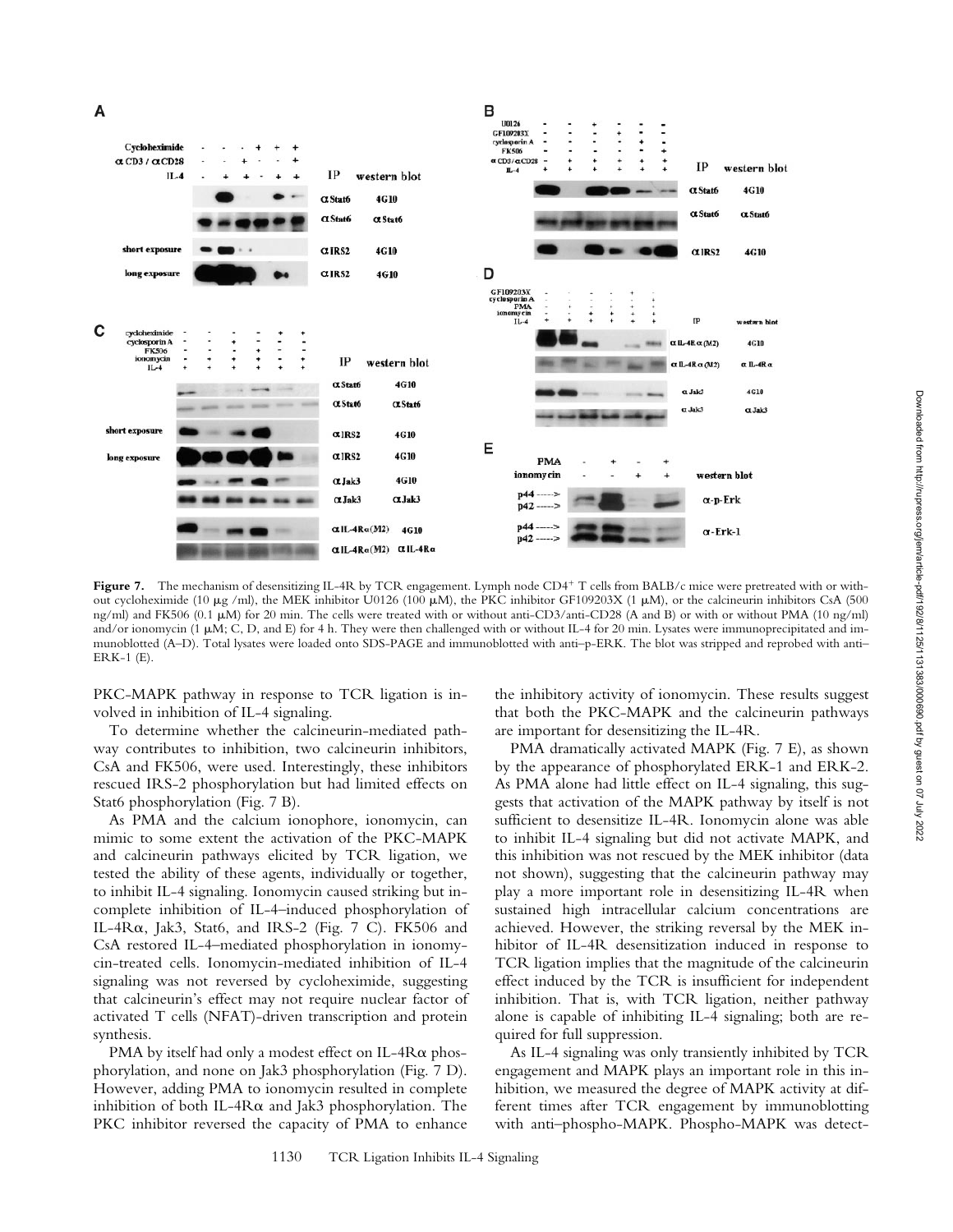**Figure 7.** The mechanism of desensitizing IL-4R by TCR engagement. Lymph node CD4+ T cells from BALB/c mice were pretreated with or without cycloheximide (10 μg /ml), the MEK inhibitor U0126 (100 μM), the PKC inhibitor GF109203X (1 μM), or the calcineurin inhibitors CsA (500 ng/ml) and FK506 (0.1 μM) for 20 min. The cells were treated with or without anti-CD3/anti-CD28 (A and B) or with or without PMA (10 ng/ml) and/or ionomycin (1 μM; C, D, and E) for 4 h. They were then challenged with or without IL-4 for 20 min. Lysates were immunoprecipitated and immunoblotted (A–D). Total lysates were loaded onto SDS-PAGE and immunoblotted with anti–p-ERK. The blot was stripped and reprobed with anti–ERK-1 (E).

PKC-MAPK pathway in response to TCR ligation is involved in inhibition of IL-4 signaling.

To determine whether the calcineurin-mediated pathway contributes to inhibition, two calcineurin inhibitors, CsA and FK506, were used. Interestingly, these inhibitors rescued IRS-2 phosphorylation but had limited effects on Stat6 phosphorylation (Fig. 7 B).

As PMA and the calcium ionophore, ionomycin, can mimic to some extent the activation of the PKC-MAPK and calcineurin pathways elicited by TCR ligation, we tested the ability of these agents, individually or together, to inhibit IL-4 signaling. Ionomycin caused striking but incomplete inhibition of IL-4–induced phosphorylation of IL-4Rα, Jak3, Stat6, and IRS-2 (Fig. 7 C). FK506 and CsA restored IL-4–mediated phosphorylation in ionomycin-treated cells. Ionomycin-mediated inhibition of IL-4 signaling was not reversed by cycloheximide, suggesting that calcineurin's effect may not require nuclear factor of activated T cells (NFAT)-driven transcription and protein synthesis.

PMA by itself had only a modest effect on IL-4Rα phosphorylation, and none on Jak3 phosphorylation (Fig. 7 D). However, adding PMA to ionomycin resulted in complete inhibition of both IL-4Rα and Jak3 phosphorylation. The PKC inhibitor reversed the capacity of PMA to enhance the inhibitory activity of ionomycin. These results suggest that both the PKC-MAPK and the calcineurin pathways are important for desensitizing the IL-4R.

PMA dramatically activated MAPK (Fig. 7 E), as shown by the appearance of phosphorylated ERK-1 and ERK-2. As PMA alone had little effect on IL-4 signaling, this suggests that activation of the MAPK pathway by itself is not sufficient to desensitize IL-4R. Ionomycin alone was able to inhibit IL-4 signaling but did not activate MAPK, and this inhibition was not rescued by the MEK inhibitor (data not shown), suggesting that the calcineurin pathway may play a more important role in desensitizing IL-4R when sustained high intracellular calcium concentrations are achieved. However, the striking reversal by the MEK inhibitor of IL-4R desensitization induced in response to TCR ligation implies that the magnitude of the calcineurin effect induced by the TCR is insufficient for independent inhibition. That is, with TCR ligation, neither pathway alone is capable of inhibiting IL-4 signaling; both are required for full suppression.

As IL-4 signaling was only transiently inhibited by TCR engagement and MAPK plays an important role in this inhibition, we measured the degree of MAPK activity at different times after TCR engagement by immunoblotting with anti–phospho-MAPK. Phospho-MAPK was detect-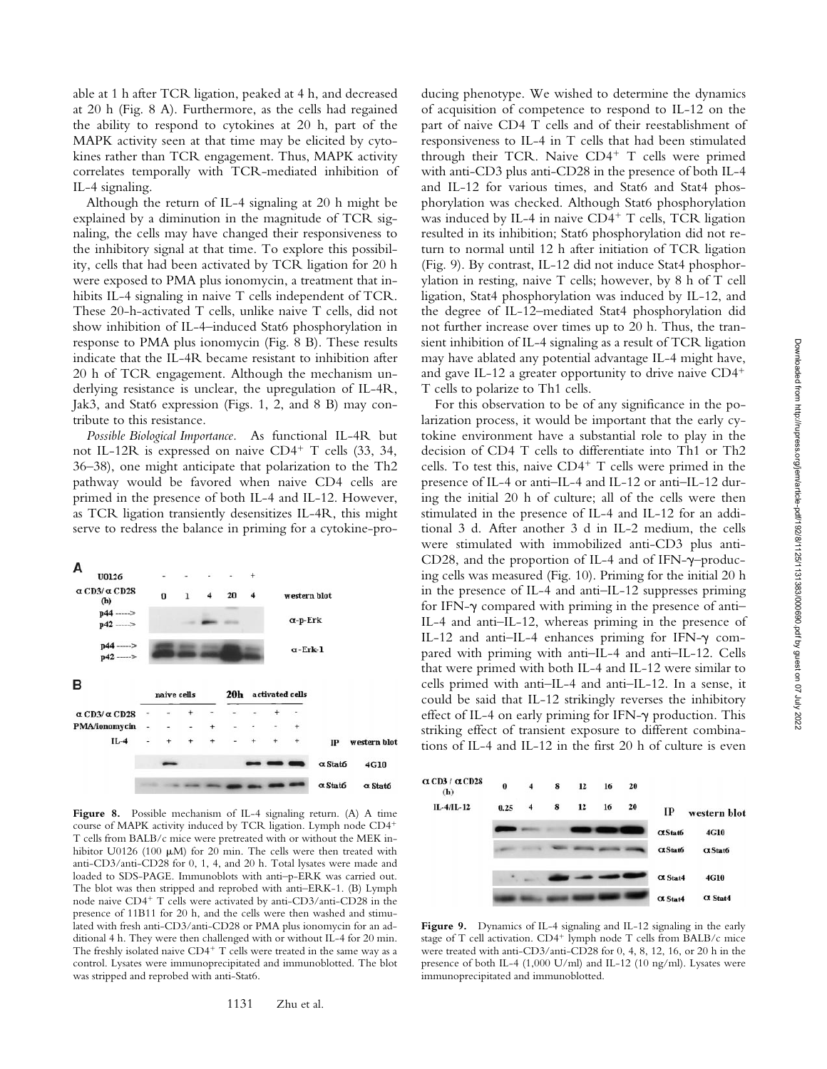able at 1 h after TCR ligation, peaked at 4 h, and decreased at 20 h (Fig. 8 A). Furthermore, as the cells had regained the ability to respond to cytokines at 20 h, part of the MAPK activity seen at that time may be elicited by cytokines rather than TCR engagement. Thus, MAPK activity correlates temporally with TCR-mediated inhibition of IL-4 signaling.

Although the return of IL-4 signaling at 20 h might be explained by a diminution in the magnitude of TCR signaling, the cells may have changed their responsiveness to the inhibitory signal at that time. To explore this possibility, cells that had been activated by TCR ligation for 20 h were exposed to PMA plus ionomycin, a treatment that inhibits IL-4 signaling in naive T cells independent of TCR. These 20-h-activated T cells, unlike naive T cells, did not show inhibition of IL-4–induced Stat6 phosphorylation in response to PMA plus ionomycin (Fig. 8 B). These results indicate that the IL-4R became resistant to inhibition after 20 h of TCR engagement. Although the mechanism underlying resistance is unclear, the upregulation of IL-4R, Jak3, and Stat6 expression (Figs. 1, 2, and 8 B) may contribute to this resistance.

*Possible Biological Importance.* As functional IL-4R but not IL-12R is expressed on naive $CD4^+$ T cells (33, 34, 36–38), one might anticipate that polarization to the Th2 pathway would be favored when naive CD4 cells are primed in the presence of both IL-4 and IL-12. However, as TCR ligation transiently desensitizes IL-4R, this might serve to redress the balance in priming for a cytokine-producing phenotype. We wished to determine the dynamics of acquisition of competence to respond to IL-12 on the part of naive CD4 T cells and of their reestablishment of responsiveness to IL-4 in T cells that had been stimulated through their TCR. Naive $CD4^+$ T cells were primed with anti-CD3 plus anti-CD28 in the presence of both IL-4 and IL-12 for various times, and Stat6 and Stat4 phosphorylation was checked. Although Stat6 phosphorylation was induced by IL-4 in naive $CD4^+$ T cells, TCR ligation resulted in its inhibition; Stat6 phosphorylation did not return to normal until 12 h after initiation of TCR ligation (Fig. 9). By contrast, IL-12 did not induce Stat4 phosphorylation in resting, naive T cells; however, by 8 h of T cell ligation, Stat4 phosphorylation was induced by IL-12, and the degree of IL-12–mediated Stat4 phosphorylation did not further increase over times up to 20 h. Thus, the transient inhibition of IL-4 signaling as a result of TCR ligation may have ablated any potential advantage IL-4 might have, and gave IL-12 a greater opportunity to drive naive $CD4^+$ T cells to polarize to Th1 cells.

For this observation to be of any significance in the polarization process, it would be important that the early cytokine environment have a substantial role to play in the decision of CD4 T cells to differentiate into Th1 or Th2 cells. To test this, naive $CD4^+$ T cells were primed in the presence of IL-4 or anti–IL-4 and IL-12 or anti–IL-12 during the initial 20 h of culture; all of the cells were then stimulated in the presence of IL-4 and IL-12 for an additional 3 d. After another 3 d in IL-2 medium, the cells were stimulated with immobilized anti-CD3 plus anti-CD28, and the proportion of IL-4 and of IFN-γ–producing cells was measured (Fig. 10). Priming for the initial 20 h in the presence of IL-4 and anti–IL-12 suppresses priming for IFN-γ compared with priming in the presence of anti–IL-4 and anti–IL-12, whereas priming in the presence of IL-12 and anti–IL-4 enhances priming for IFN-γ compared with priming with anti–IL-4 and anti–IL-12. Cells that were primed with both IL-4 and IL-12 were similar to cells primed with anti–IL-4 and anti–IL-12. In a sense, it could be said that IL-12 strikingly reverses the inhibitory effect of IL-4 on early priming for IFN-γ production. This striking effect of transient exposure to different combinations of IL-4 and IL-12 in the first 20 h of culture is even

**Figure 8.** Possible mechanism of IL-4 signaling return. (A) A time course of MAPK activity induced by TCR ligation. Lymph node $CD4^+$ T cells from BALB/c mice were pretreated with or without the MEK inhibitor U0126 (100 μM) for 20 min. The cells were then treated with anti-CD3/anti-CD28 for 0, 1, 4, and 20 h. Total lysates were made and loaded to SDS-PAGE. Immunoblots with anti–p-ERK was carried out. The blot was then stripped and reprobed with anti–ERK-1. (B) Lymph node naive $CD4^+$ T cells were activated by anti-CD3/anti-CD28 in the presence of 11B11 for 20 h, and the cells were then washed and stimulated with fresh anti-CD3/anti-CD28 or PMA plus ionomycin for an additional 4 h. They were then challenged with or without IL-4 for 20 min. The freshly isolated naive $CD4^+$ T cells were treated in the same way as a control. Lysates were immunoprecipitated and immunoblotted. The blot was stripped and reprobed with anti-Stat6.

**Figure 9.** Dynamics of IL-4 signaling and IL-12 signaling in the early stage of T cell activation. $CD4^+$ lymph node T cells from BALB/c mice were treated with anti-CD3/anti-CD28 for 0, 4, 8, 12, 16, or 20 h in the presence of both IL-4 (1,000 U/ml) and IL-12 (10 ng/ml). Lysates were immunoprecipitated and immunoblotted.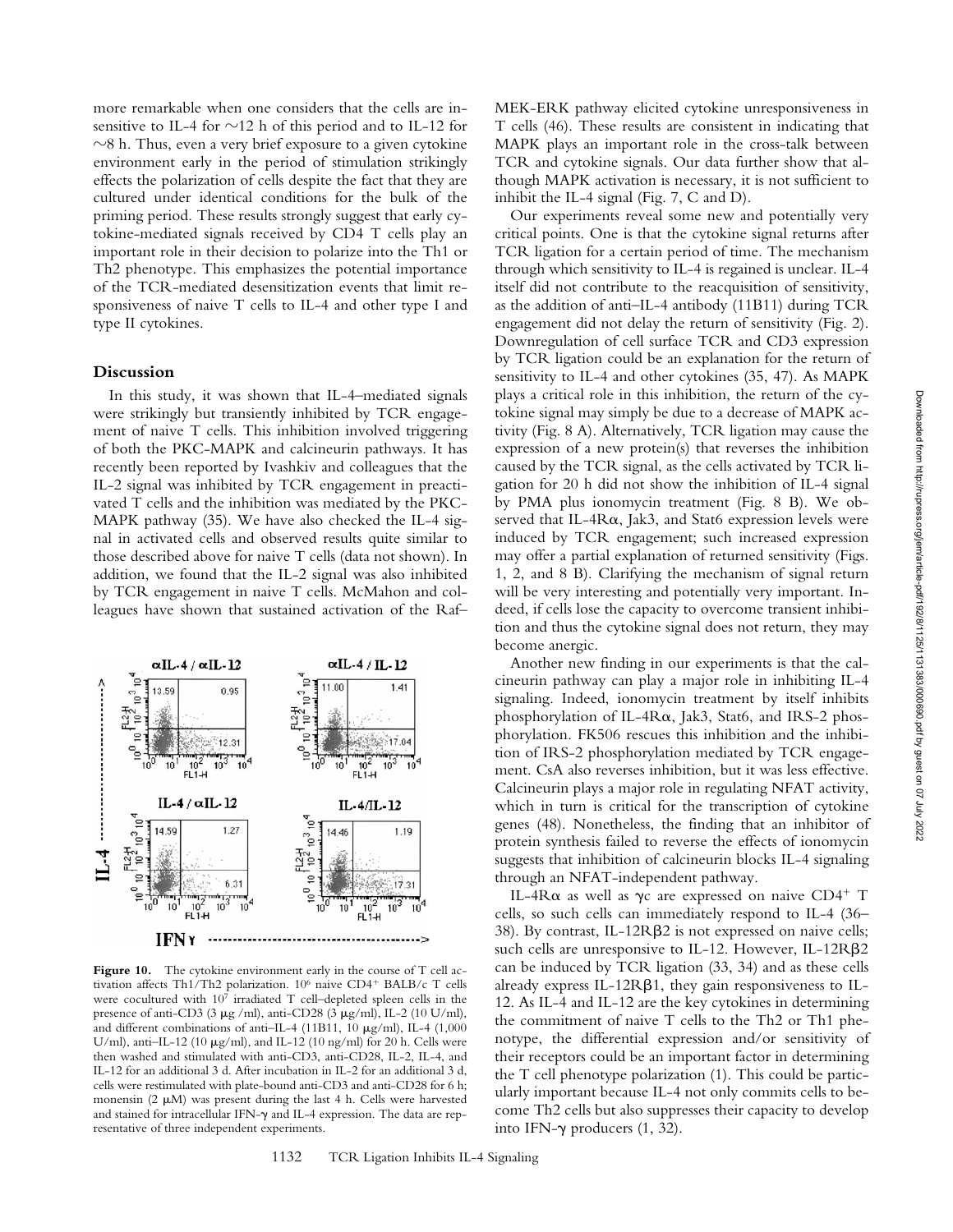more remarkable when one considers that the cells are insensitive to IL-4 for ~12 h of this period and to IL-12 for ~8 h. Thus, even a very brief exposure to a given cytokine environment early in the period of stimulation strikingly effects the polarization of cells despite the fact that they are cultured under identical conditions for the bulk of the priming period. These results strongly suggest that early cytokine-mediated signals received by CD4 T cells play an important role in their decision to polarize into the Th1 or Th2 phenotype. This emphasizes the potential importance of the TCR-mediated desensitization events that limit responsiveness of naive T cells to IL-4 and other type I and type II cytokines.

## Discussion

In this study, it was shown that IL-4–mediated signals were strikingly but transiently inhibited by TCR engagement of naive T cells. This inhibition involved triggering of both the PKC-MAPK and calcineurin pathways. It has recently been reported by Ivashkiv and colleagues that the IL-2 signal was inhibited by TCR engagement in preactivated T cells and the inhibition was mediated by the PKC-MAPK pathway (35). We have also checked the IL-4 signal in activated cells and observed results quite similar to those described above for naive T cells (data not shown). In addition, we found that the IL-2 signal was also inhibited by TCR engagement in naive T cells. McMahon and colleagues have shown that sustained activation of the Raf–MEK-ERK pathway elicited cytokine unresponsiveness in T cells (46). These results are consistent in indicating that MAPK plays an important role in the cross-talk between TCR and cytokine signals. Our data further show that although MAPK activation is necessary, it is not sufficient to inhibit the IL-4 signal (Fig. 7, C and D).

**Figure 10.** The cytokine environment early in the course of T cell activation affects Th1/Th2 polarization. $10^6$ naive $CD4^+$ BALB/c T cells were cocultured with $10^7$ irradiated T cell–depleted spleen cells in the presence of anti-CD3 (3 μg /ml), anti-CD28 (3 μg/ml), IL-2 (10 U/ml), and different combinations of anti–IL-4 (11B11, 10 μg/ml), IL-4 (1,000 U/ml), anti–IL-12 (10 μg/ml), and IL-12 (10 ng/ml) for 20 h. Cells were then washed and stimulated with anti-CD3, anti-CD28, IL-2, IL-4, and IL-12 for an additional 3 d. After incubation in IL-2 for an additional 3 d, cells were restimulated with plate-bound anti-CD3 and anti-CD28 for 6 h; monensin (2 μM) was present during the last 4 h. Cells were harvested and stained for intracellular IFN-γ and IL-4 expression. The data are representative of three independent experiments.

Our experiments reveal some new and potentially very critical points. One is that the cytokine signal returns after TCR ligation for a certain period of time. The mechanism through which sensitivity to IL-4 is regained is unclear. IL-4 itself did not contribute to the reacquisition of sensitivity, as the addition of anti–IL-4 antibody (11B11) during TCR engagement did not delay the return of sensitivity (Fig. 2). Downregulation of cell surface TCR and CD3 expression by TCR ligation could be an explanation for the return of sensitivity to IL-4 and other cytokines (35, 47). As MAPK plays a critical role in this inhibition, the return of the cytokine signal may simply be due to a decrease of MAPK activity (Fig. 8 A). Alternatively, TCR ligation may cause the expression of a new protein(s) that reverses the inhibition caused by the TCR signal, as the cells activated by TCR ligation for 20 h did not show the inhibition of IL-4 signal by PMA plus ionomycin treatment (Fig. 8 B). We observed that IL-4Rα, Jak3, and Stat6 expression levels were induced by TCR engagement; such increased expression may offer a partial explanation of returned sensitivity (Figs. 1, 2, and 8 B). Clarifying the mechanism of signal return will be very interesting and potentially very important. Indeed, if cells lose the capacity to overcome transient inhibition and thus the cytokine signal does not return, they may become anergic.

Another new finding in our experiments is that the calcineurin pathway can play a major role in inhibiting IL-4 signaling. Indeed, ionomycin treatment by itself inhibits phosphorylation of IL-4Rα, Jak3, Stat6, and IRS-2 phosphorylation. FK506 rescues this inhibition and the inhibition of IRS-2 phosphorylation mediated by TCR engagement. CsA also reverses inhibition, but it was less effective. Calcineurin plays a major role in regulating NFAT activity, which in turn is critical for the transcription of cytokine genes (48). Nonetheless, the finding that an inhibitor of protein synthesis failed to reverse the effects of ionomycin suggests that inhibition of calcineurin blocks IL-4 signaling through an NFAT-independent pathway.

IL-4Rα as well as γc are expressed on naive $CD4^+$ T cells, so such cells can immediately respond to IL-4 (36–38). By contrast, IL-12Rβ2 is not expressed on naive cells; such cells are unresponsive to IL-12. However, IL-12Rβ2 can be induced by TCR ligation (33, 34) and as these cells already express IL-12Rβ1, they gain responsiveness to IL-12. As IL-4 and IL-12 are the key cytokines in determining the commitment of naive T cells to the Th2 or Th1 phenotype, the differential expression and/or sensitivity of their receptors could be an important factor in determining the T cell phenotype polarization (1). This could be particularly important because IL-4 not only commits cells to become Th2 cells but also suppresses their capacity to develop into IFN-γ producers (1, 32).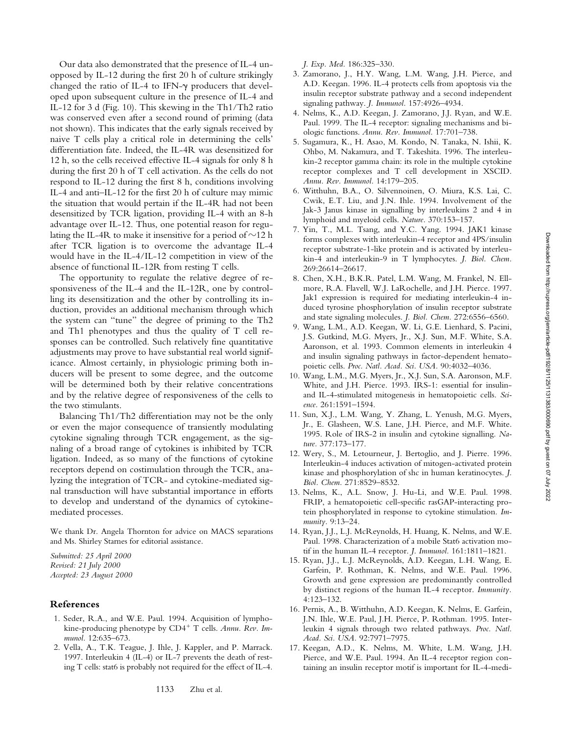Our data also demonstrated that the presence of IL-4 unopposed by IL-12 during the first 20 h of culture strikingly changed the ratio of IL-4 to IFN-$\gamma$ producers that developed upon subsequent culture in the presence of IL-4 and IL-12 for 3 d (Fig. 10). This skewing in the Th1/Th2 ratio was conserved even after a second round of priming (data not shown). This indicates that the early signals received by naive T cells play a critical role in determining the cells' differentiation fate. Indeed, the IL-4R was desensitized for 12 h, so the cells received effective IL-4 signals for only 8 h during the first 20 h of T cell activation. As the cells do not respond to IL-12 during the first 8 h, conditions involving IL-4 and anti–IL-12 for the first 20 h of culture may mimic the situation that would pertain if the IL-4R had not been desensitized by TCR ligation, providing IL-4 with an 8-h advantage over IL-12. Thus, one potential reason for regulating the IL-4R to make it insensitive for a period of ~12 h after TCR ligation is to overcome the advantage IL-4 would have in the IL-4/IL-12 competition in view of the absence of functional IL-12R from resting T cells.

The opportunity to regulate the relative degree of responsiveness of the IL-4 and the IL-12R, one by controlling its desensitization and the other by controlling its induction, provides an additional mechanism through which the system can "tune" the degree of priming to the Th2 and Th1 phenotypes and thus the quality of T cell responses can be controlled. Such relatively fine quantitative adjustments may prove to have substantial real world significance. Almost certainly, in physiologic priming both inducers will be present to some degree, and the outcome will be determined both by their relative concentrations and by the relative degree of responsiveness of the cells to the two stimulants.

Balancing Th1/Th2 differentiation may not be the only or even the major consequence of transiently modulating cytokine signaling through TCR engagement, as the signaling of a broad range of cytokines is inhibited by TCR ligation. Indeed, as so many of the functions of cytokine receptors depend on costimulation through the TCR, analyzing the integration of TCR- and cytokine-mediated signal transduction will have substantial importance in efforts to develop and understand of the dynamics of cytokine-mediated processes.

We thank Dr. Angela Thornton for advice on MACS separations and Ms. Shirley Starnes for editorial assistance.

*Submitted: 25 April 2000*
*Revised: 21 July 2000*
*Accepted: 23 August 2000*

## References

1. Seder, R.A., and W.E. Paul. 1994. Acquisition of lymphokine-producing phenotype by CD4$^{+}$ T cells. *Annu. Rev. Immunol.* 12:635–673.
2. Vella, A., T.K. Teague, J. Ihle, J. Kappler, and P. Marrack. 1997. Interleukin 4 (IL-4) or IL-7 prevents the death of resting T cells: stat6 is probably not required for the effect of IL-4. *J. Exp. Med.* 186:325–330.
3. Zamorano, J., H.Y. Wang, L.M. Wang, J.H. Pierce, and A.D. Keegan. 1996. IL-4 protects cells from apoptosis via the insulin receptor substrate pathway and a second independent signaling pathway. *J. Immunol.* 157:4926–4934.
4. Nelms, K., A.D. Keegan, J. Zamorano, J.J. Ryan, and W.E. Paul. 1999. The IL-4 receptor: signaling mechanisms and biologic functions. *Annu. Rev. Immunol.* 17:701–738.
5. Sugamura, K., H. Asao, M. Kondo, N. Tanaka, N. Ishii, K. Ohbo, M. Nakamura, and T. Takeshita. 1996. The interleukin-2 receptor gamma chain: its role in the multiple cytokine receptor complexes and T cell development in XSCID. *Annu. Rev. Immunol.* 14:179–205.
6. Witthuhn, B.A., O. Silvennoinen, O. Miura, K.S. Lai, C. Cwik, E.T. Liu, and J.N. Ihle. 1994. Involvement of the Jak-3 Janus kinase in signalling by interleukins 2 and 4 in lymphoid and myeloid cells. *Nature.* 370:153–157.
7. Yin, T., M.L. Tsang, and Y.C. Yang. 1994. JAK1 kinase forms complexes with interleukin-4 receptor and 4PS/insulin receptor substrate-1-like protein and is activated by interleukin-4 and interleukin-9 in T lymphocytes. *J. Biol. Chem.* 269:26614–26617.
8. Chen, X.H., B.K.R. Patel, L.M. Wang, M. Frankel, N. Ellmore, R.A. Flavell, W.J. LaRochelle, and J.H. Pierce. 1997. Jak1 expression is required for mediating interleukin-4 induced tyrosine phosphorylation of insulin receptor substrate and state signaling molecules. *J. Biol. Chem.* 272:6556–6560.
9. Wang, L.M., A.D. Keegan, W. Li, G.E. Lienhard, S. Pacini, J.S. Gutkind, M.G. Myers, Jr., X.J. Sun, M.F. White, S.A. Aaronson, et al. 1993. Common elements in interleukin 4 and insulin signaling pathways in factor-dependent hematopoietic cells. *Proc. Natl. Acad. Sci. USA.* 90:4032–4036.
10. Wang, L.M., M.G. Myers, Jr., X.J. Sun, S.A. Aaronson, M.F. White, and J.H. Pierce. 1993. IRS-1: essential for insulin- and IL-4-stimulated mitogenesis in hematopoietic cells. *Science.* 261:1591–1594.
11. Sun, X.J., L.M. Wang, Y. Zhang, L. Yenush, M.G. Myers, Jr., E. Glasheen, W.S. Lane, J.H. Pierce, and M.F. White. 1995. Role of IRS-2 in insulin and cytokine signalling. *Nature.* 377:173–177.
12. Wery, S., M. Letourneur, J. Bertoglio, and J. Pierre. 1996. Interleukin-4 induces activation of mitogen-activated protein kinase and phosphorylation of shc in human keratinocytes. *J. Biol. Chem.* 271:8529–8532.
13. Nelms, K., A.L. Snow, J. Hu-Li, and W.E. Paul. 1998. FRIP, a hematopoietic cell-specific rasGAP-interacting protein phosphorylated in response to cytokine stimulation. *Immunity.* 9:13–24.
14. Ryan, J.J., L.J. McReynolds, H. Huang, K. Nelms, and W.E. Paul. 1998. Characterization of a mobile Stat6 activation motif in the human IL-4 receptor. *J. Immunol.* 161:1811–1821.
15. Ryan, J.J., L.J. McReynolds, A.D. Keegan, L.H. Wang, E. Garfein, P. Rothman, K. Nelms, and W.E. Paul. 1996. Growth and gene expression are predominantly controlled by distinct regions of the human IL-4 receptor. *Immunity.* 4:123–132.
16. Pernis, A., B. Witthuhn, A.D. Keegan, K. Nelms, E. Garfein, J.N. Ihle, W.E. Paul, J.H. Pierce, P. Rothman. 1995. Interleukin 4 signals through two related pathways. *Proc. Natl. Acad. Sci. USA.* 92:7971–7975.
17. Keegan, A.D., K. Nelms, M. White, L.M. Wang, J.H. Pierce, and W.E. Paul. 1994. An IL-4 receptor region containing an insulin receptor motif is important for IL-4-medi-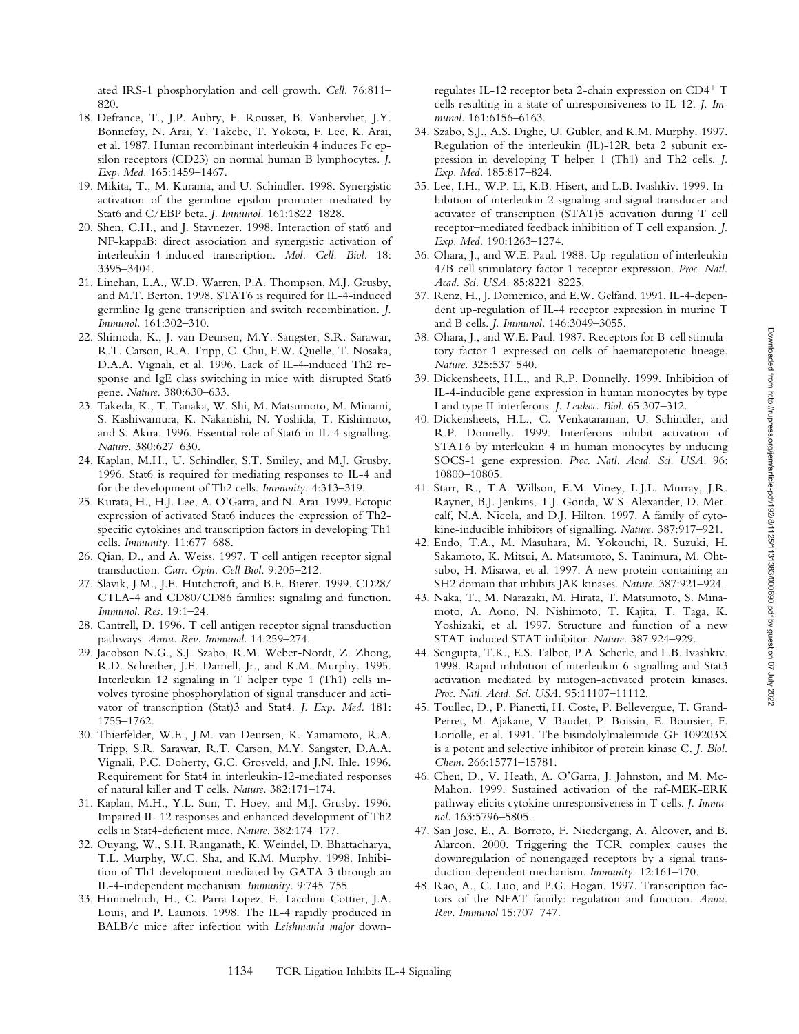ated IRS-1 phosphorylation and cell growth. *Cell.* 76:811–820.

18. Defrance, T., J.P. Aubry, F. Rousset, B. Vanbervliet, J.Y. Bonnefoy, N. Arai, Y. Takebe, T. Yokota, F. Lee, K. Arai, et al. 1987. Human recombinant interleukin 4 induces Fc epsilon receptors (CD23) on normal human B lymphocytes. *J. Exp. Med.* 165:1459–1467.
19. Mikita, T., M. Kurama, and U. Schindler. 1998. Synergistic activation of the germline epsilon promoter mediated by Stat6 and C/EBP beta. *J. Immunol.* 161:1822–1828.
20. Shen, C.H., and J. Stavnezer. 1998. Interaction of stat6 and NF-kappaB: direct association and synergistic activation of interleukin-4-induced transcription. *Mol. Cell. Biol.* 18: 3395–3404.
21. Linehan, L.A., W.D. Warren, P.A. Thompson, M.J. Grusby, and M.T. Berton. 1998. STAT6 is required for IL-4-induced germline Ig gene transcription and switch recombination. *J. Immunol.* 161:302–310.
22. Shimoda, K., J. van Deursen, M.Y. Sangster, S.R. Sarawar, R.T. Carson, R.A. Tripp, C. Chu, F.W. Quelle, T. Nosaka, D.A.A. Vignali, et al. 1996. Lack of IL-4-induced Th2 response and IgE class switching in mice with disrupted Stat6 gene. *Nature.* 380:630–633.
23. Takeda, K., T. Tanaka, W. Shi, M. Matsumoto, M. Minami, S. Kashiwamura, K. Nakanishi, N. Yoshida, T. Kishimoto, and S. Akira. 1996. Essential role of Stat6 in IL-4 signalling. *Nature.* 380:627–630.
24. Kaplan, M.H., U. Schindler, S.T. Smiley, and M.J. Grusby. 1996. Stat6 is required for mediating responses to IL-4 and for the development of Th2 cells. *Immunity.* 4:313–319.
25. Kurata, H., H.J. Lee, A. O'Garra, and N. Arai. 1999. Ectopic expression of activated Stat6 induces the expression of Th2-specific cytokines and transcription factors in developing Th1 cells. *Immunity.* 11:677–688.
26. Qian, D., and A. Weiss. 1997. T cell antigen receptor signal transduction. *Curr. Opin. Cell Biol.* 9:205–212.
27. Slavik, J.M., J.E. Hutchcroft, and B.E. Bierer. 1999. CD28/CTLA-4 and CD80/CD86 families: signaling and function. *Immunol. Res.* 19:1–24.
28. Cantrell, D. 1996. T cell antigen receptor signal transduction pathways. *Annu. Rev. Immunol.* 14:259–274.
29. Jacobson N.G., S.J. Szabo, R.M. Weber-Nordt, Z. Zhong, R.D. Schreiber, J.E. Darnell, Jr., and K.M. Murphy. 1995. Interleukin 12 signaling in T helper type 1 (Th1) cells involves tyrosine phosphorylation of signal transducer and activator of transcription (Stat)3 and Stat4. *J. Exp. Med.* 181: 1755–1762.
30. Thierfelder, W.E., J.M. van Deursen, K. Yamamoto, R.A. Tripp, S.R. Sarawar, R.T. Carson, M.Y. Sangster, D.A.A. Vignali, P.C. Doherty, G.C. Grosveld, and J.N. Ihle. 1996. Requirement for Stat4 in interleukin-12-mediated responses of natural killer and T cells. *Nature.* 382:171–174.
31. Kaplan, M.H., Y.L. Sun, T. Hoey, and M.J. Grusby. 1996. Impaired IL-12 responses and enhanced development of Th2 cells in Stat4-deficient mice. *Nature.* 382:174–177.
32. Ouyang, W., S.H. Ranganath, K. Weindel, D. Bhattacharya, T.L. Murphy, W.C. Sha, and K.M. Murphy. 1998. Inhibition of Th1 development mediated by GATA-3 through an IL-4-independent mechanism. *Immunity.* 9:745–755.
33. Himmelrich, H., C. Parra-Lopez, F. Tacchini-Cottier, J.A. Louis, and P. Launois. 1998. The IL-4 rapidly produced in BALB/c mice after infection with *Leishmania major* down-regulates IL-12 receptor beta 2-chain expression on CD4+ T cells resulting in a state of unresponsiveness to IL-12. *J. Immunol.* 161:6156–6163.
34. Szabo, S.J., A.S. Dighe, U. Gubler, and K.M. Murphy. 1997. Regulation of the interleukin (IL)-12R beta 2 subunit expression in developing T helper 1 (Th1) and Th2 cells. *J. Exp. Med.* 185:817–824.
35. Lee, I.H., W.P. Li, K.B. Hisert, and L.B. Ivashkiv. 1999. Inhibition of interleukin 2 signaling and signal transducer and activator of transcription (STAT)5 activation during T cell receptor–mediated feedback inhibition of T cell expansion. *J. Exp. Med.* 190:1263–1274.
36. Ohara, J., and W.E. Paul. 1988. Up-regulation of interleukin 4/B-cell stimulatory factor 1 receptor expression. *Proc. Natl. Acad. Sci. USA.* 85:8221–8225.
37. Renz, H., J. Domenico, and E.W. Gelfand. 1991. IL-4-dependent up-regulation of IL-4 receptor expression in murine T and B cells. *J. Immunol.* 146:3049–3055.
38. Ohara, J., and W.E. Paul. 1987. Receptors for B-cell stimulatory factor-1 expressed on cells of haematopoietic lineage. *Nature.* 325:537–540.
39. Dickensheets, H.L., and R.P. Donnelly. 1999. Inhibition of IL-4-inducible gene expression in human monocytes by type I and type II interferons. *J. Leukoc. Biol.* 65:307–312.
40. Dickensheets, H.L., C. Venkataraman, U. Schindler, and R.P. Donnelly. 1999. Interferons inhibit activation of STAT6 by interleukin 4 in human monocytes by inducing SOCS-1 gene expression. *Proc. Natl. Acad. Sci. USA.* 96: 10800–10805.
41. Starr, R., T.A. Willson, E.M. Viney, L.J.L. Murray, J.R. Rayner, B.J. Jenkins, T.J. Gonda, W.S. Alexander, D. Metcalf, N.A. Nicola, and D.J. Hilton. 1997. A family of cytokine-inducible inhibitors of signalling. *Nature.* 387:917–921.
42. Endo, T.A., M. Masuhara, M. Yokouchi, R. Suzuki, H. Sakamoto, K. Mitsui, A. Matsumoto, S. Tanimura, M. Ohtsubo, H. Misawa, et al. 1997. A new protein containing an SH2 domain that inhibits JAK kinases. *Nature.* 387:921–924.
43. Naka, T., M. Narazaki, M. Hirata, T. Matsumoto, S. Minamoto, A. Aono, N. Nishimoto, T. Kajita, T. Taga, K. Yoshizaki, et al. 1997. Structure and function of a new STAT-induced STAT inhibitor. *Nature.* 387:924–929.
44. Sengupta, T.K., E.S. Talbot, P.A. Scherle, and L.B. Ivashkiv. 1998. Rapid inhibition of interleukin-6 signalling and Stat3 activation mediated by mitogen-activated protein kinases. *Proc. Natl. Acad. Sci. USA.* 95:11107–11112.
45. Toullec, D., P. Pianetti, H. Coste, P. Bellevergue, T. Grand-Perret, M. Ajakane, V. Baudet, P. Boissin, E. Boursier, F. Loriolle, et al. 1991. The bisindolylmaleimide GF 109203X is a potent and selective inhibitor of protein kinase C. *J. Biol. Chem.* 266:15771–15781.
46. Chen, D., V. Heath, A. O'Garra, J. Johnston, and M. McMahon. 1999. Sustained activation of the raf-MEK-ERK pathway elicits cytokine unresponsiveness in T cells. *J. Immunol.* 163:5796–5805.
47. San Jose, E., A. Borroto, F. Niedergang, A. Alcover, and B. Alarcon. 2000. Triggering the TCR complex causes the downregulation of nonengaged receptors by a signal transduction-dependent mechanism. *Immunity.* 12:161–170.
48. Rao, A., C. Luo, and P.G. Hogan. 1997. Transcription factors of the NFAT family: regulation and function. *Annu. Rev. Immunol* 15:707–747.